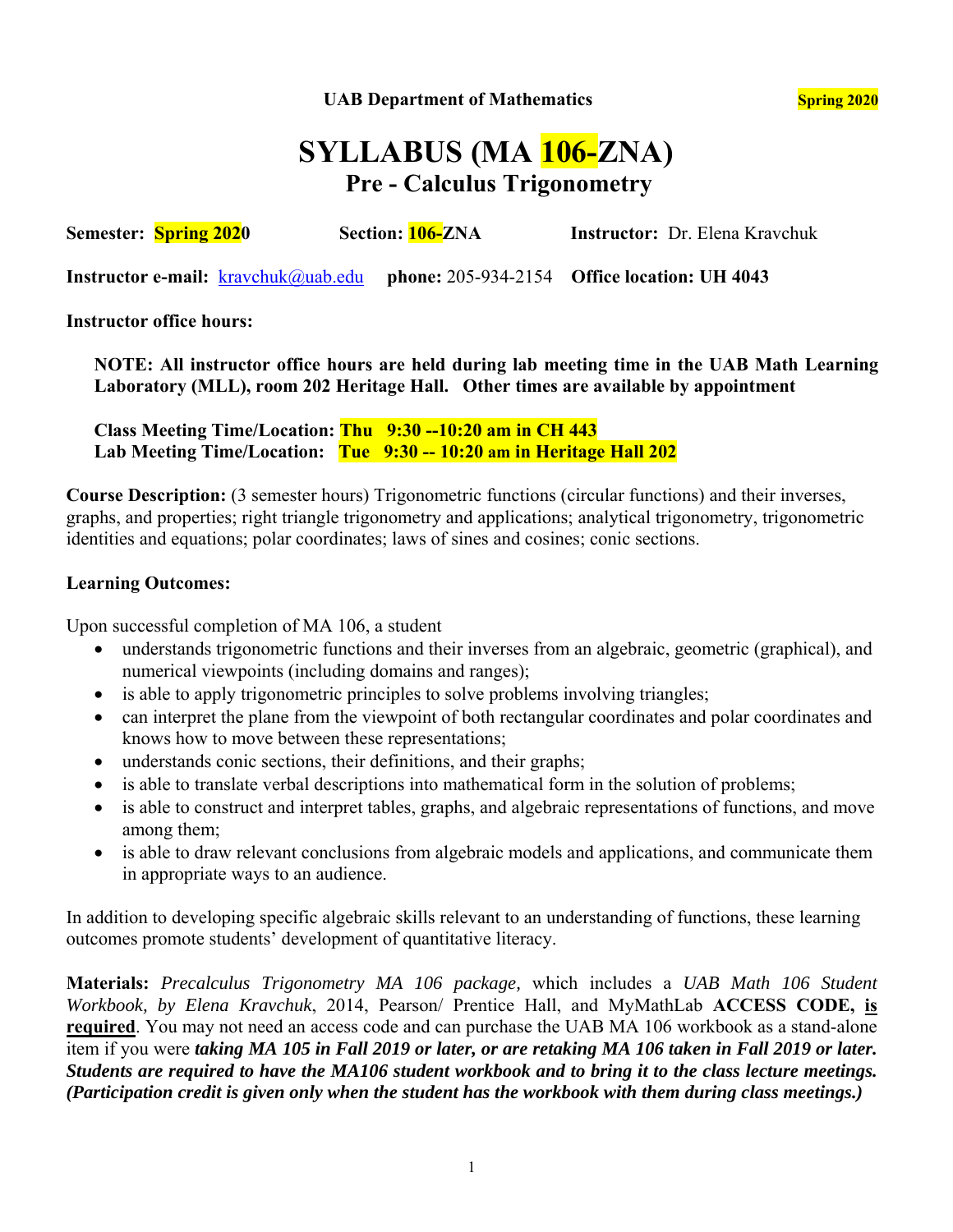**UAB Department of Mathematics** **Spring 2020**

# SYLLABUS (MA 106-ZNA)

## Pre - Calculus Trigonometry

**Semester: Spring 2020** **Section: 106-ZNA** **Instructor:** Dr. Elena Kravchuk

**Instructor e-mail:** kravchuk@uab.edu **phone:** 205-934-2154 **Office location: UH 4043**

**Instructor office hours:**

**NOTE: All instructor office hours are held during lab meeting time in the UAB Math Learning Laboratory (MLL), room 202 Heritage Hall. Other times are available by appointment**

**Class Meeting Time/Location: Thu 9:30 --10:20 am in CH 443**
**Lab Meeting Time/Location: Tue 9:30 -- 10:20 am in Heritage Hall 202**

**Course Description:** (3 semester hours) Trigonometric functions (circular functions) and their inverses, graphs, and properties; right triangle trigonometry and applications; analytical trigonometry, trigonometric identities and equations; polar coordinates; laws of sines and cosines; conic sections.

**Learning Outcomes:**

Upon successful completion of MA 106, a student

- understands trigonometric functions and their inverses from an algebraic, geometric (graphical), and numerical viewpoints (including domains and ranges);
- is able to apply trigonometric principles to solve problems involving triangles;
- can interpret the plane from the viewpoint of both rectangular coordinates and polar coordinates and knows how to move between these representations;
- understands conic sections, their definitions, and their graphs;
- is able to translate verbal descriptions into mathematical form in the solution of problems;
- is able to construct and interpret tables, graphs, and algebraic representations of functions, and move among them;
- is able to draw relevant conclusions from algebraic models and applications, and communicate them in appropriate ways to an audience.

In addition to developing specific algebraic skills relevant to an understanding of functions, these learning outcomes promote students' development of quantitative literacy.

**Materials:** *Precalculus Trigonometry MA 106 package,* which includes a *UAB Math 106 Student Workbook, by Elena Kravchuk*, 2014, Pearson/ Prentice Hall, and MyMathLab **ACCESS CODE, <u>is required</u>**. You may not need an access code and can purchase the UAB MA 106 workbook as a stand-alone item if you were ***taking MA 105 in Fall 2019 or later, or are retaking MA 106 taken in Fall 2019 or later. Students are required to have the MA106 student workbook and to bring it to the class lecture meetings. (Participation credit is given only when the student has the workbook with them during class meetings.)***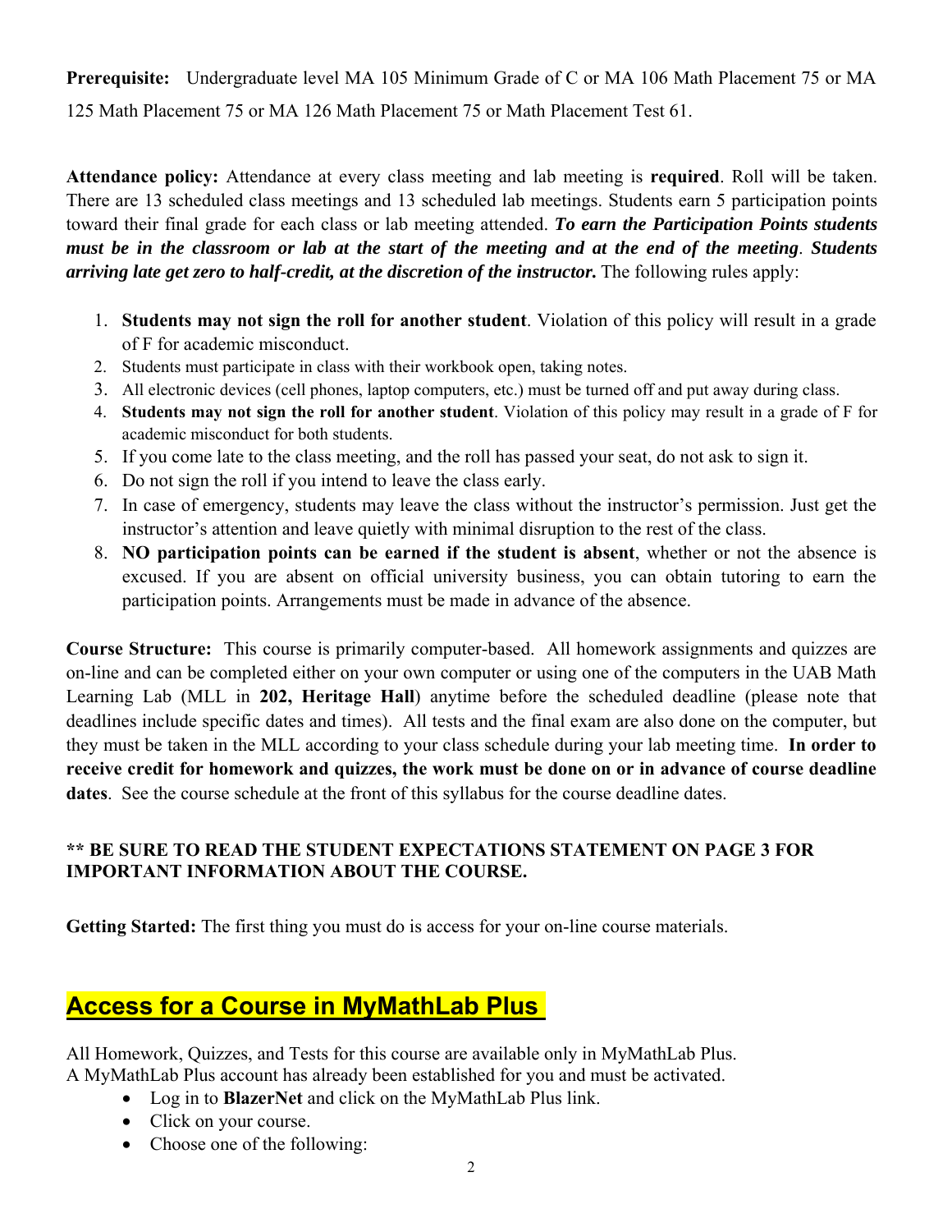**Prerequisite:** Undergraduate level MA 105 Minimum Grade of C or MA 106 Math Placement 75 or MA 125 Math Placement 75 or MA 126 Math Placement 75 or Math Placement Test 61.

**Attendance policy:** Attendance at every class meeting and lab meeting is **required**. Roll will be taken. There are 13 scheduled class meetings and 13 scheduled lab meetings. Students earn 5 participation points toward their final grade for each class or lab meeting attended. ***To earn the Participation Points students must be in the classroom or lab at the start of the meeting and at the end of the meeting***. ***Students arriving late get zero to half-credit, at the discretion of the instructor.*** The following rules apply:

1. **Students may not sign the roll for another student**. Violation of this policy will result in a grade of F for academic misconduct.
2. Students must participate in class with their workbook open, taking notes.
3. All electronic devices (cell phones, laptop computers, etc.) must be turned off and put away during class.
4. **Students may not sign the roll for another student**. Violation of this policy may result in a grade of F for academic misconduct for both students.
5. If you come late to the class meeting, and the roll has passed your seat, do not ask to sign it.
6. Do not sign the roll if you intend to leave the class early.
7. In case of emergency, students may leave the class without the instructor's permission. Just get the instructor's attention and leave quietly with minimal disruption to the rest of the class.
8. **NO participation points can be earned if the student is absent**, whether or not the absence is excused. If you are absent on official university business, you can obtain tutoring to earn the participation points. Arrangements must be made in advance of the absence.

**Course Structure:** This course is primarily computer-based. All homework assignments and quizzes are on-line and can be completed either on your own computer or using one of the computers in the UAB Math Learning Lab (MLL in **202, Heritage Hall**) anytime before the scheduled deadline (please note that deadlines include specific dates and times). All tests and the final exam are also done on the computer, but they must be taken in the MLL according to your class schedule during your lab meeting time. **In order to receive credit for homework and quizzes, the work must be done on or in advance of course deadline dates**. See the course schedule at the front of this syllabus for the course deadline dates.

**\*\* BE SURE TO READ THE STUDENT EXPECTATIONS STATEMENT ON PAGE 3 FOR IMPORTANT INFORMATION ABOUT THE COURSE.**

**Getting Started:** The first thing you must do is access for your on-line course materials.

## Access for a Course in MyMathLab Plus

All Homework, Quizzes, and Tests for this course are available only in MyMathLab Plus.
A MyMathLab Plus account has already been established for you and must be activated.

- Log in to **BlazerNet** and click on the MyMathLab Plus link.
- Click on your course.
- Choose one of the following: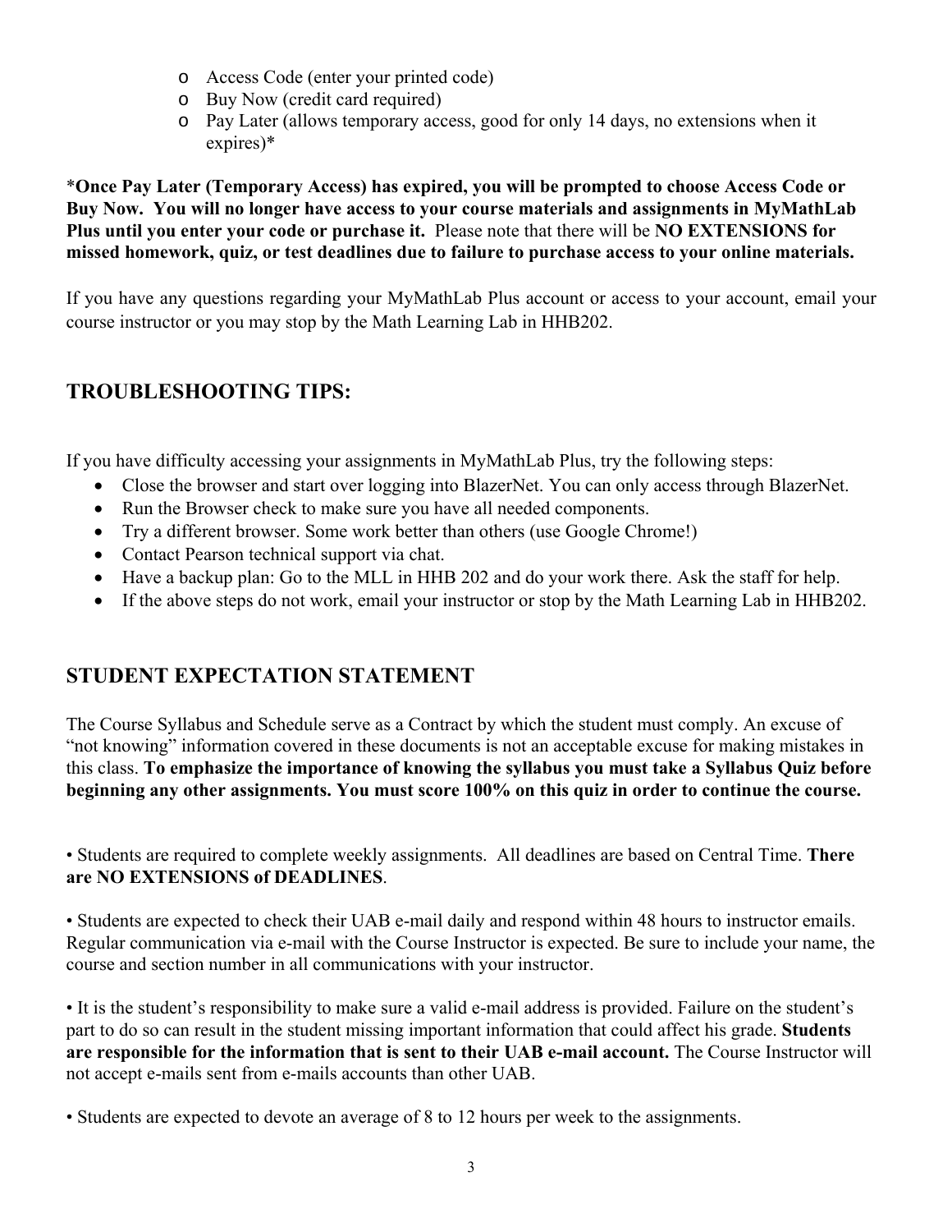- Access Code (enter your printed code)
- Buy Now (credit card required)
- Pay Later (allows temporary access, good for only 14 days, no extensions when it expires)*

***Once Pay Later (Temporary Access) has expired, you will be prompted to choose Access Code or Buy Now. You will no longer have access to your course materials and assignments in MyMathLab Plus until you enter your code or purchase it.** Please note that there will be **NO EXTENSIONS for missed homework, quiz, or test deadlines due to failure to purchase access to your online materials.**

If you have any questions regarding your MyMathLab Plus account or access to your account, email your course instructor or you may stop by the Math Learning Lab in HHB202.

## TROUBLESHOOTING TIPS:

If you have difficulty accessing your assignments in MyMathLab Plus, try the following steps:

- Close the browser and start over logging into BlazerNet. You can only access through BlazerNet.
- Run the Browser check to make sure you have all needed components.
- Try a different browser. Some work better than others (use Google Chrome!)
- Contact Pearson technical support via chat.
- Have a backup plan: Go to the MLL in HHB 202 and do your work there. Ask the staff for help.
- If the above steps do not work, email your instructor or stop by the Math Learning Lab in HHB202.

## STUDENT EXPECTATION STATEMENT

The Course Syllabus and Schedule serve as a Contract by which the student must comply. An excuse of "not knowing" information covered in these documents is not an acceptable excuse for making mistakes in this class. **To emphasize the importance of knowing the syllabus you must take a Syllabus Quiz before beginning any other assignments. You must score 100% on this quiz in order to continue the course.**

• Students are required to complete weekly assignments. All deadlines are based on Central Time. **There are NO EXTENSIONS of DEADLINES**.

• Students are expected to check their UAB e-mail daily and respond within 48 hours to instructor emails. Regular communication via e-mail with the Course Instructor is expected. Be sure to include your name, the course and section number in all communications with your instructor.

• It is the student's responsibility to make sure a valid e-mail address is provided. Failure on the student's part to do so can result in the student missing important information that could affect his grade. **Students are responsible for the information that is sent to their UAB e-mail account.** The Course Instructor will not accept e-mails sent from e-mails accounts than other UAB.

• Students are expected to devote an average of 8 to 12 hours per week to the assignments.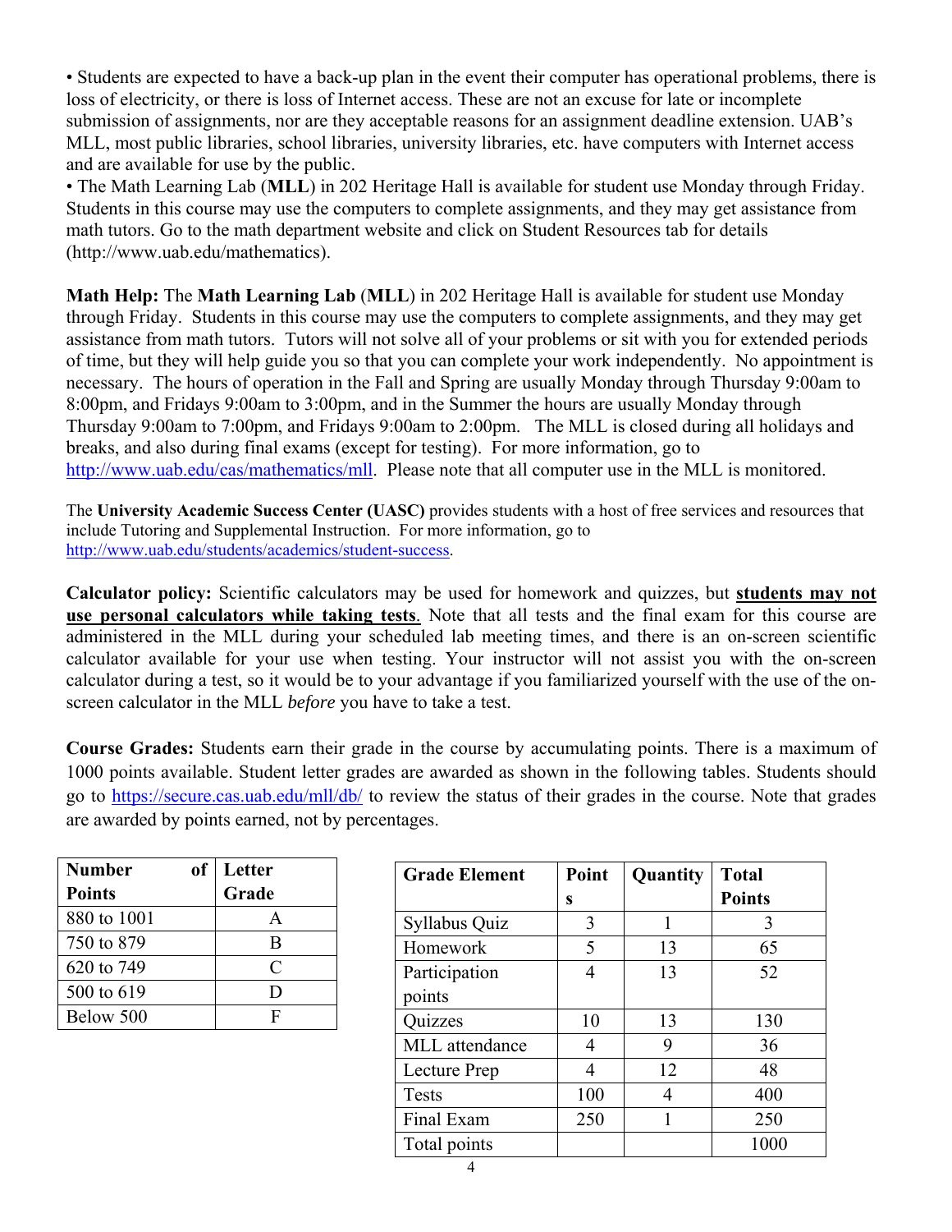• Students are expected to have a back-up plan in the event their computer has operational problems, there is loss of electricity, or there is loss of Internet access. These are not an excuse for late or incomplete submission of assignments, nor are they acceptable reasons for an assignment deadline extension. UAB's MLL, most public libraries, school libraries, university libraries, etc. have computers with Internet access and are available for use by the public.
• The Math Learning Lab (**MLL**) in 202 Heritage Hall is available for student use Monday through Friday. Students in this course may use the computers to complete assignments, and they may get assistance from math tutors. Go to the math department website and click on Student Resources tab for details (http://www.uab.edu/mathematics).

**Math Help:** The **Math Learning Lab** (**MLL**) in 202 Heritage Hall is available for student use Monday through Friday. Students in this course may use the computers to complete assignments, and they may get assistance from math tutors. Tutors will not solve all of your problems or sit with you for extended periods of time, but they will help guide you so that you can complete your work independently. No appointment is necessary. The hours of operation in the Fall and Spring are usually Monday through Thursday 9:00am to 8:00pm, and Fridays 9:00am to 3:00pm, and in the Summer the hours are usually Monday through Thursday 9:00am to 7:00pm, and Fridays 9:00am to 2:00pm. The MLL is closed during all holidays and breaks, and also during final exams (except for testing). For more information, go to http://www.uab.edu/cas/mathematics/mll. Please note that all computer use in the MLL is monitored.

The **University Academic Success Center (UASC)** provides students with a host of free services and resources that include Tutoring and Supplemental Instruction. For more information, go to http://www.uab.edu/students/academics/student-success.

**Calculator policy:** Scientific calculators may be used for homework and quizzes, but **students may not use personal calculators while taking tests**. Note that all tests and the final exam for this course are administered in the MLL during your scheduled lab meeting times, and there is an on-screen scientific calculator available for your use when testing. Your instructor will not assist you with the on-screen calculator during a test, so it would be to your advantage if you familiarized yourself with the use of the on-screen calculator in the MLL *before* you have to take a test.

**Course Grades:** Students earn their grade in the course by accumulating points. There is a maximum of 1000 points available. Student letter grades are awarded as shown in the following tables. Students should go to https://secure.cas.uab.edu/mll/db/ to review the status of their grades in the course. Note that grades are awarded by points earned, not by percentages.

| Number of Points | Letter Grade |
|---|---|
| 880 to 1001 | A |
| 750 to 879 | B |
| 620 to 749 | C |
| 500 to 619 | D |
| Below 500 | F |

| Grade Element | Points | Quantity | Total Points |
|---|---|---|---|
| Syllabus Quiz | 3 | 1 | 3 |
| Homework | 5 | 13 | 65 |
| Participation points | 4 | 13 | 52 |
| Quizzes | 10 | 13 | 130 |
| MLL attendance | 4 | 9 | 36 |
| Lecture Prep | 4 | 12 | 48 |
| Tests | 100 | 4 | 400 |
| Final Exam | 250 | 1 | 250 |
| Total points | | | 1000 |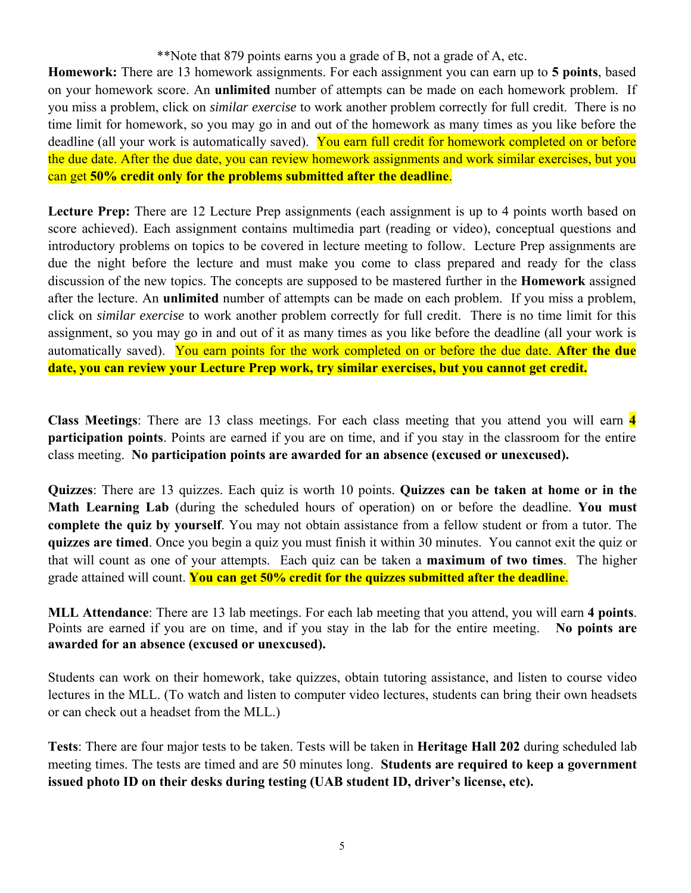**Note that 879 points earns you a grade of B, not a grade of A, etc.

**Homework:** There are 13 homework assignments. For each assignment you can earn up to **5 points**, based on your homework score. An **unlimited** number of attempts can be made on each homework problem. If you miss a problem, click on *similar exercise* to work another problem correctly for full credit. There is no time limit for homework, so you may go in and out of the homework as many times as you like before the deadline (all your work is automatically saved). You earn full credit for homework completed on or before the due date. After the due date, you can review homework assignments and work similar exercises, but you can get **50% credit only for the problems submitted after the deadline**.

**Lecture Prep:** There are 12 Lecture Prep assignments (each assignment is up to 4 points worth based on score achieved). Each assignment contains multimedia part (reading or video), conceptual questions and introductory problems on topics to be covered in lecture meeting to follow. Lecture Prep assignments are due the night before the lecture and must make you come to class prepared and ready for the class discussion of the new topics. The concepts are supposed to be mastered further in the **Homework** assigned after the lecture. An **unlimited** number of attempts can be made on each problem. If you miss a problem, click on *similar exercise* to work another problem correctly for full credit. There is no time limit for this assignment, so you may go in and out of it as many times as you like before the deadline (all your work is automatically saved). You earn points for the work completed on or before the due date. **After the due date, you can review your Lecture Prep work, try similar exercises, but you cannot get credit.**

**Class Meetings**: There are 13 class meetings. For each class meeting that you attend you will earn **4 participation points**. Points are earned if you are on time, and if you stay in the classroom for the entire class meeting. **No participation points are awarded for an absence (excused or unexcused).**

**Quizzes**: There are 13 quizzes. Each quiz is worth 10 points. **Quizzes can be taken at home or in the Math Learning Lab** (during the scheduled hours of operation) on or before the deadline. **You must complete the quiz by yourself**. You may not obtain assistance from a fellow student or from a tutor. The **quizzes are timed**. Once you begin a quiz you must finish it within 30 minutes. You cannot exit the quiz or that will count as one of your attempts. Each quiz can be taken a **maximum of two times**. The higher grade attained will count. **You can get 50% credit for the quizzes submitted after the deadline**.

**MLL Attendance**: There are 13 lab meetings. For each lab meeting that you attend, you will earn **4 points**. Points are earned if you are on time, and if you stay in the lab for the entire meeting. **No points are awarded for an absence (excused or unexcused).**

Students can work on their homework, take quizzes, obtain tutoring assistance, and listen to course video lectures in the MLL. (To watch and listen to computer video lectures, students can bring their own headsets or can check out a headset from the MLL.)

**Tests**: There are four major tests to be taken. Tests will be taken in **Heritage Hall 202** during scheduled lab meeting times. The tests are timed and are 50 minutes long. **Students are required to keep a government issued photo ID on their desks during testing (UAB student ID, driver's license, etc).**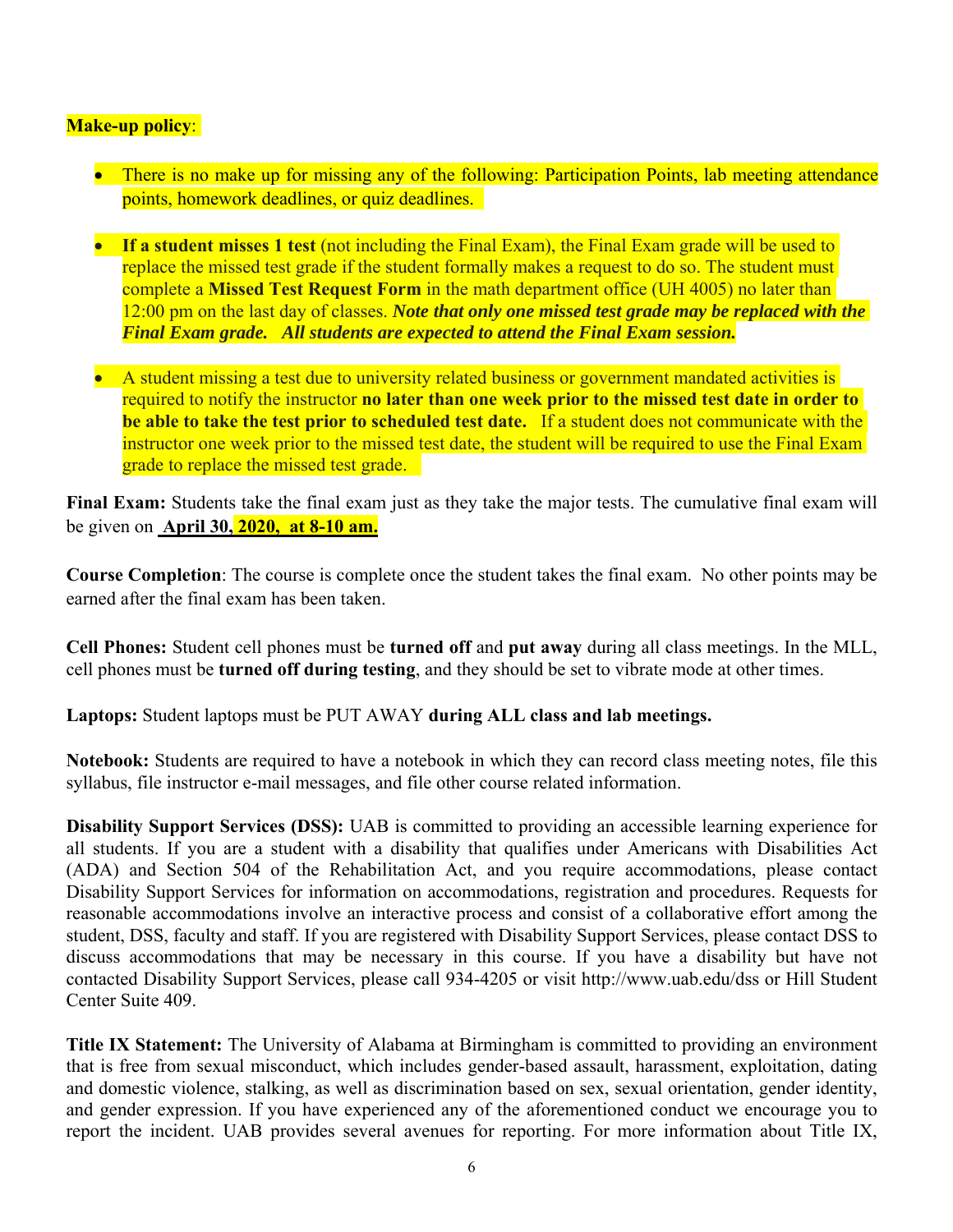**Make-up policy**:

- There is no make up for missing any of the following: Participation Points, lab meeting attendance points, homework deadlines, or quiz deadlines.

- **If a student misses 1 test** (not including the Final Exam), the Final Exam grade will be used to replace the missed test grade if the student formally makes a request to do so. The student must complete a **Missed Test Request Form** in the math department office (UH 4005) no later than 12:00 pm on the last day of classes. ***Note that only one missed test grade may be replaced with the Final Exam grade. All students are expected to attend the Final Exam session.***

- A student missing a test due to university related business or government mandated activities is required to notify the instructor **no later than one week prior to the missed test date in order to be able to take the test prior to scheduled test date.** If a student does not communicate with the instructor one week prior to the missed test date, the student will be required to use the Final Exam grade to replace the missed test grade.

**Final Exam:** Students take the final exam just as they take the major tests. The cumulative final exam will be given on **April 30, 2020, at 8-10 am.**

**Course Completion**: The course is complete once the student takes the final exam. No other points may be earned after the final exam has been taken.

**Cell Phones:** Student cell phones must be **turned off** and **put away** during all class meetings. In the MLL, cell phones must be **turned off during testing**, and they should be set to vibrate mode at other times.

**Laptops:** Student laptops must be PUT AWAY **during ALL class and lab meetings.**

**Notebook:** Students are required to have a notebook in which they can record class meeting notes, file this syllabus, file instructor e-mail messages, and file other course related information.

**Disability Support Services (DSS):** UAB is committed to providing an accessible learning experience for all students. If you are a student with a disability that qualifies under Americans with Disabilities Act (ADA) and Section 504 of the Rehabilitation Act, and you require accommodations, please contact Disability Support Services for information on accommodations, registration and procedures. Requests for reasonable accommodations involve an interactive process and consist of a collaborative effort among the student, DSS, faculty and staff. If you are registered with Disability Support Services, please contact DSS to discuss accommodations that may be necessary in this course. If you have a disability but have not contacted Disability Support Services, please call 934-4205 or visit http://www.uab.edu/dss or Hill Student Center Suite 409.

**Title IX Statement:** The University of Alabama at Birmingham is committed to providing an environment that is free from sexual misconduct, which includes gender-based assault, harassment, exploitation, dating and domestic violence, stalking, as well as discrimination based on sex, sexual orientation, gender identity, and gender expression. If you have experienced any of the aforementioned conduct we encourage you to report the incident. UAB provides several avenues for reporting. For more information about Title IX,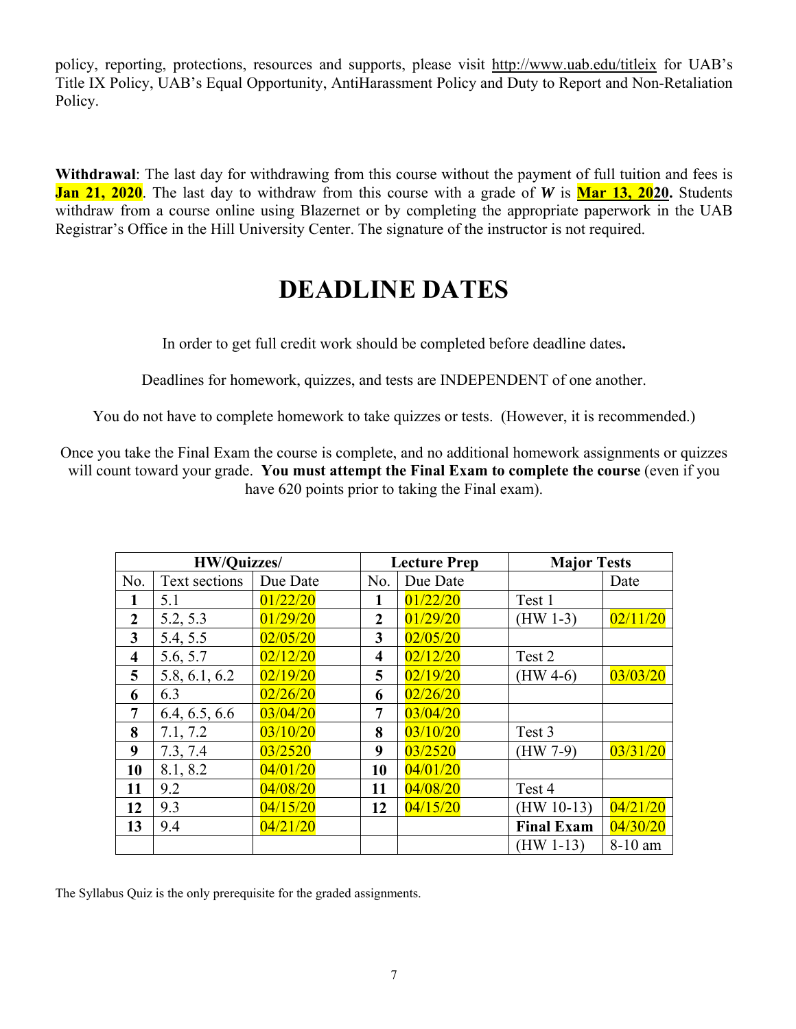policy, reporting, protections, resources and supports, please visit http://www.uab.edu/titleix for UAB's Title IX Policy, UAB's Equal Opportunity, AntiHarassment Policy and Duty to Report and Non-Retaliation Policy.

**Withdrawal**: The last day for withdrawing from this course without the payment of full tuition and fees is **Jan 21, 2020**. The last day to withdraw from this course with a grade of ***W*** is **Mar 13, 2020.** Students withdraw from a course online using Blazernet or by completing the appropriate paperwork in the UAB Registrar's Office in the Hill University Center. The signature of the instructor is not required.

# DEADLINE DATES

In order to get full credit work should be completed before deadline dates**.**

Deadlines for homework, quizzes, and tests are INDEPENDENT of one another.

You do not have to complete homework to take quizzes or tests. (However, it is recommended.)

Once you take the Final Exam the course is complete, and no additional homework assignments or quizzes will count toward your grade. **You must attempt the Final Exam to complete the course** (even if you have 620 points prior to taking the Final exam).

| HW/Quizzes/ | | | Lecture Prep | | Major Tests | |
|---|---|---|---|---|---|---|
| No. | Text sections | Due Date | No. | Due Date | | Date |
| **1** | 5.1 | 01/22/20 | **1** | 01/22/20 | Test 1 | |
| **2** | 5.2, 5.3 | 01/29/20 | **2** | 01/29/20 | (HW 1-3) | 02/11/20 |
| **3** | 5.4, 5.5 | 02/05/20 | **3** | 02/05/20 | | |
| **4** | 5.6, 5.7 | 02/12/20 | **4** | 02/12/20 | Test 2 | |
| **5** | 5.8, 6.1, 6.2 | 02/19/20 | **5** | 02/19/20 | (HW 4-6) | 03/03/20 |
| **6** | 6.3 | 02/26/20 | **6** | 02/26/20 | | |
| **7** | 6.4, 6.5, 6.6 | 03/04/20 | **7** | 03/04/20 | | |
| **8** | 7.1, 7.2 | 03/10/20 | **8** | 03/10/20 | Test 3 | |
| **9** | 7.3, 7.4 | 03/2520 | **9** | 03/2520 | (HW 7-9) | 03/31/20 |
| **10** | 8.1, 8.2 | 04/01/20 | **10** | 04/01/20 | | |
| **11** | 9.2 | 04/08/20 | **11** | 04/08/20 | Test 4 | |
| **12** | 9.3 | 04/15/20 | **12** | 04/15/20 | (HW 10-13) | 04/21/20 |
| **13** | 9.4 | 04/21/20 | | | **Final Exam** | 04/30/20 |
| | | | | | (HW 1-13) | 8-10 am |

The Syllabus Quiz is the only prerequisite for the graded assignments.